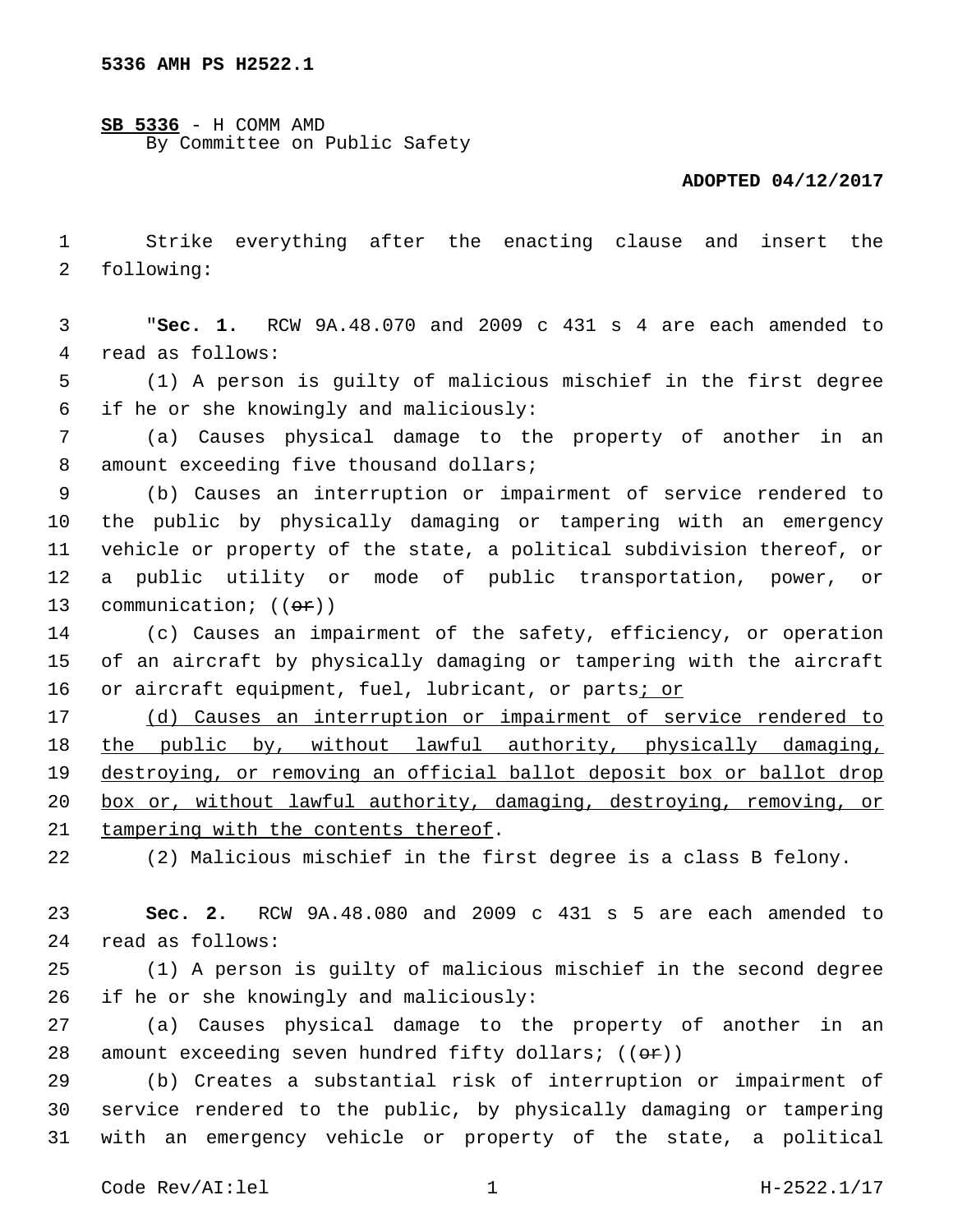5336 AMH PS H2522.1

**SB 5336** - H COMM AMD
By Committee on Public Safety

**ADOPTED 04/12/2017**

Strike everything after the enacting clause and insert the following:

"**Sec. 1.** RCW 9A.48.070 and 2009 c 431 s 4 are each amended to read as follows:

(1) A person is guilty of malicious mischief in the first degree if he or she knowingly and maliciously:

(a) Causes physical damage to the property of another in an amount exceeding five thousand dollars;

(b) Causes an interruption or impairment of service rendered to the public by physically damaging or tampering with an emergency vehicle or property of the state, a political subdivision thereof, or a public utility or mode of public transportation, power, or communication; ((~~or~~))

(c) Causes an impairment of the safety, efficiency, or operation of an aircraft by physically damaging or tampering with the aircraft or aircraft equipment, fuel, lubricant, or parts<u>; or</u>

<u>(d) Causes an interruption or impairment of service rendered to the public by, without lawful authority, physically damaging, destroying, or removing an official ballot deposit box or ballot drop box or, without lawful authority, damaging, destroying, removing, or tampering with the contents thereof</u>.

(2) Malicious mischief in the first degree is a class B felony.

**Sec. 2.** RCW 9A.48.080 and 2009 c 431 s 5 are each amended to read as follows:

(1) A person is guilty of malicious mischief in the second degree if he or she knowingly and maliciously:

(a) Causes physical damage to the property of another in an amount exceeding seven hundred fifty dollars; ((~~or~~))

(b) Creates a substantial risk of interruption or impairment of service rendered to the public, by physically damaging or tampering with an emergency vehicle or property of the state, a political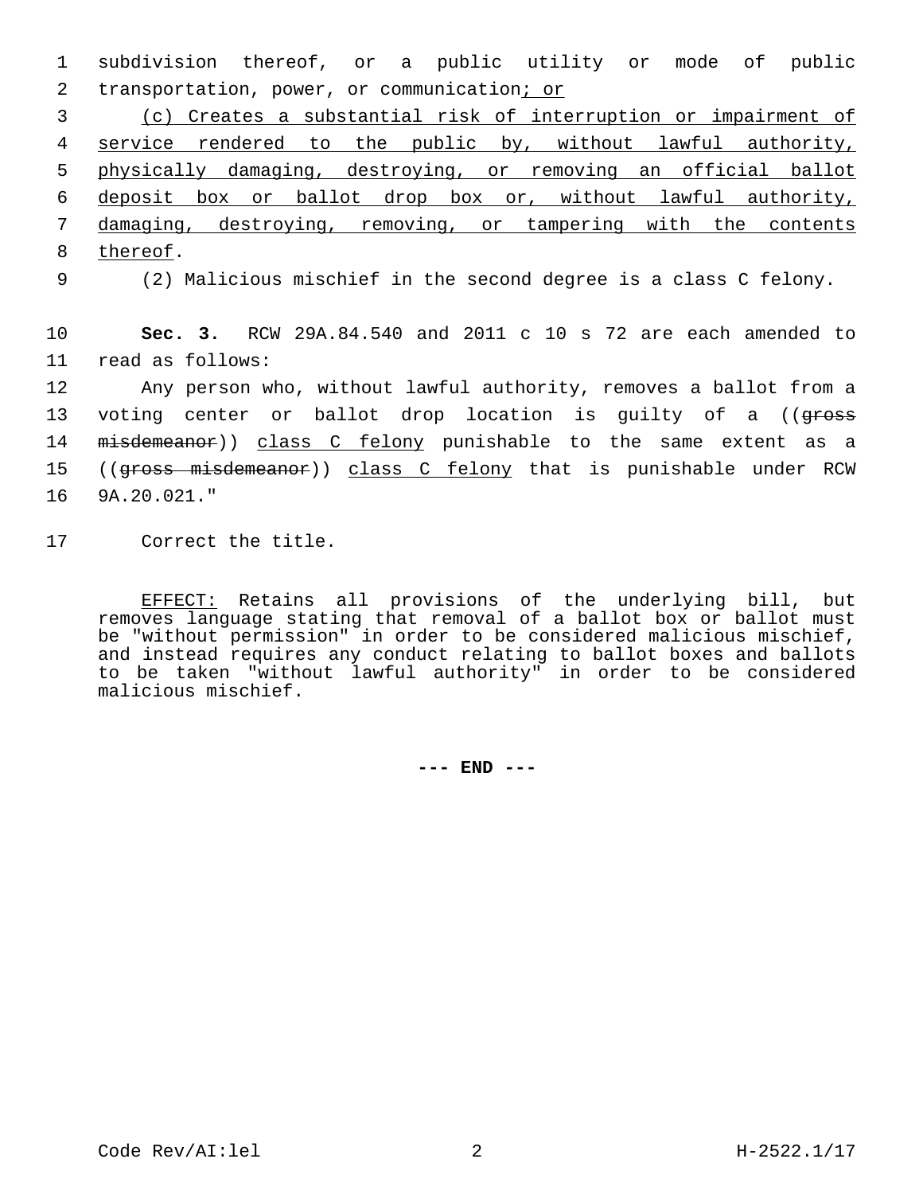subdivision thereof, or a public utility or mode of public transportation, power, or communication<u>; or</u>

<u>(c) Creates a substantial risk of interruption or impairment of service rendered to the public by, without lawful authority, physically damaging, destroying, or removing an official ballot deposit box or ballot drop box or, without lawful authority, damaging, destroying, removing, or tampering with the contents thereof</u>.

(2) Malicious mischief in the second degree is a class C felony.

**Sec. 3.** RCW 29A.84.540 and 2011 c 10 s 72 are each amended to read as follows:

Any person who, without lawful authority, removes a ballot from a voting center or ballot drop location is guilty of a ((~~gross misdemeanor~~)) <u>class C felony</u> punishable to the same extent as a ((~~gross misdemeanor~~)) <u>class C felony</u> that is punishable under RCW 9A.20.021."

Correct the title.

<u>EFFECT:</u> Retains all provisions of the underlying bill, but removes language stating that removal of a ballot box or ballot must be "without permission" in order to be considered malicious mischief, and instead requires any conduct relating to ballot boxes and ballots to be taken "without lawful authority" in order to be considered malicious mischief.

**--- END ---**